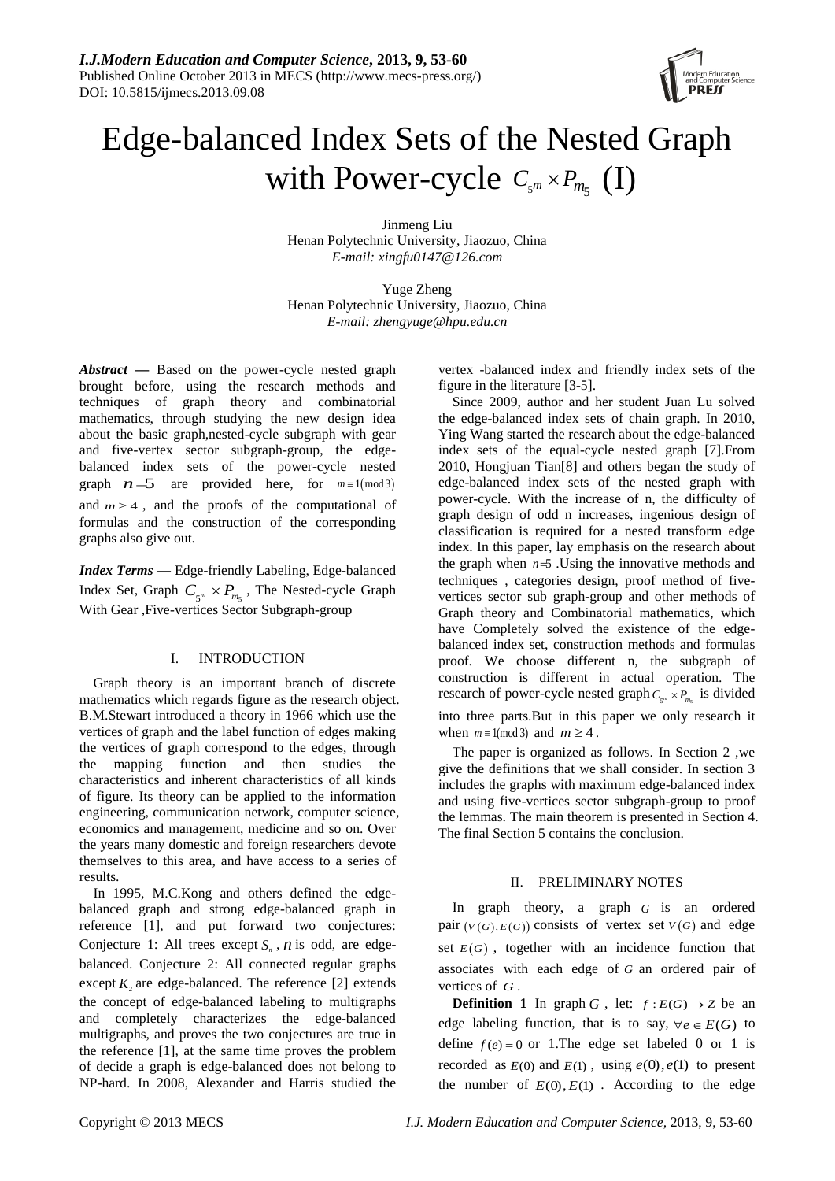# Edge-balanced Index Sets of the Nested Graph with Power-cycle $C_{5^m} \times P_{m_5}$ (I)

Jinmeng Liu
Henan Polytechnic University, Jiaozuo, China
*E-mail: xingfu0147@126.com*

Yuge Zheng
Henan Polytechnic University, Jiaozuo, China
*E-mail: zhengyuge@hpu.edu.cn*

***Abstract*** **—** Based on the power-cycle nested graph brought before, using the research methods and techniques of graph theory and combinatorial mathematics, through studying the new design idea about the basic graph,nested-cycle subgraph with gear and five-vertex sector subgraph-group, the edge-balanced index sets of the power-cycle nested graph $n=5$ are provided here, for $m \equiv 1(\bmod 3)$ and $m \geq 4$, and the proofs of the computational of formulas and the construction of the corresponding graphs also give out.

***Index Terms*** **—** Edge-friendly Labeling, Edge-balanced Index Set, Graph $C_{5^m} \times P_{m_5}$, The Nested-cycle Graph With Gear ,Five-vertices Sector Subgraph-group

## I. INTRODUCTION

Graph theory is an important branch of discrete mathematics which regards figure as the research object. B.M.Stewart introduced a theory in 1966 which use the vertices of graph and the label function of edges making the vertices of graph correspond to the edges, through the mapping function and then studies the characteristics and inherent characteristics of all kinds of figure. Its theory can be applied to the information engineering, communication network, computer science, economics and management, medicine and so on. Over the years many domestic and foreign researchers devote themselves to this area, and have access to a series of results.

In 1995, M.C.Kong and others defined the edge-balanced graph and strong edge-balanced graph in reference [1], and put forward two conjectures: Conjecture 1: All trees except $S_n$, $n$ is odd, are edge-balanced. Conjecture 2: All connected regular graphs except $K_2$ are edge-balanced. The reference [2] extends the concept of edge-balanced labeling to multigraphs and completely characterizes the edge-balanced multigraphs, and proves the two conjectures are true in the reference [1], at the same time proves the problem of decide a graph is edge-balanced does not belong to NP-hard. In 2008, Alexander and Harris studied the vertex -balanced index and friendly index sets of the figure in the literature [3-5].

Since 2009, author and her student Juan Lu solved the edge-balanced index sets of chain graph. In 2010, Ying Wang started the research about the edge-balanced index sets of the equal-cycle nested graph [7].From 2010, Hongjuan Tian[8] and others began the study of edge-balanced index sets of the nested graph with power-cycle. With the increase of n, the difficulty of graph design of odd n increases, ingenious design of classification is required for a nested transform edge index. In this paper, lay emphasis on the research about the graph when $n=5$ .Using the innovative methods and techniques , categories design, proof method of five-vertices sector sub graph-group and other methods of Graph theory and Combinatorial mathematics, which have Completely solved the existence of the edge-balanced index set, construction methods and formulas proof. We choose different n, the subgraph of construction is different in actual operation. The research of power-cycle nested graph $C_{5^m} \times P_{m_5}$ is divided into three parts.But in this paper we only research it when $m \equiv 1(\bmod 3)$ and $m \geq 4$.

The paper is organized as follows. In Section 2 ,we give the definitions that we shall consider. In section 3 includes the graphs with maximum edge-balanced index and using five-vertices sector subgraph-group to proof the lemmas. The main theorem is presented in Section 4. The final Section 5 contains the conclusion.

## II. PRELIMINARY NOTES

In graph theory, a graph $G$ is an ordered pair $(V(G), E(G))$ consists of vertex set $V(G)$ and edge set $E(G)$, together with an incidence function that associates with each edge of $G$ an ordered pair of vertices of $G$.

**Definition 1** In graph $G$, let: $f: E(G) \to Z$ be an edge labeling function, that is to say, $\forall e \in E(G)$ to define $f(e)=0$ or 1.The edge set labeled 0 or 1 is recorded as $E(0)$ and $E(1)$, using $e(0), e(1)$ to present the number of $E(0), E(1)$. According to the edge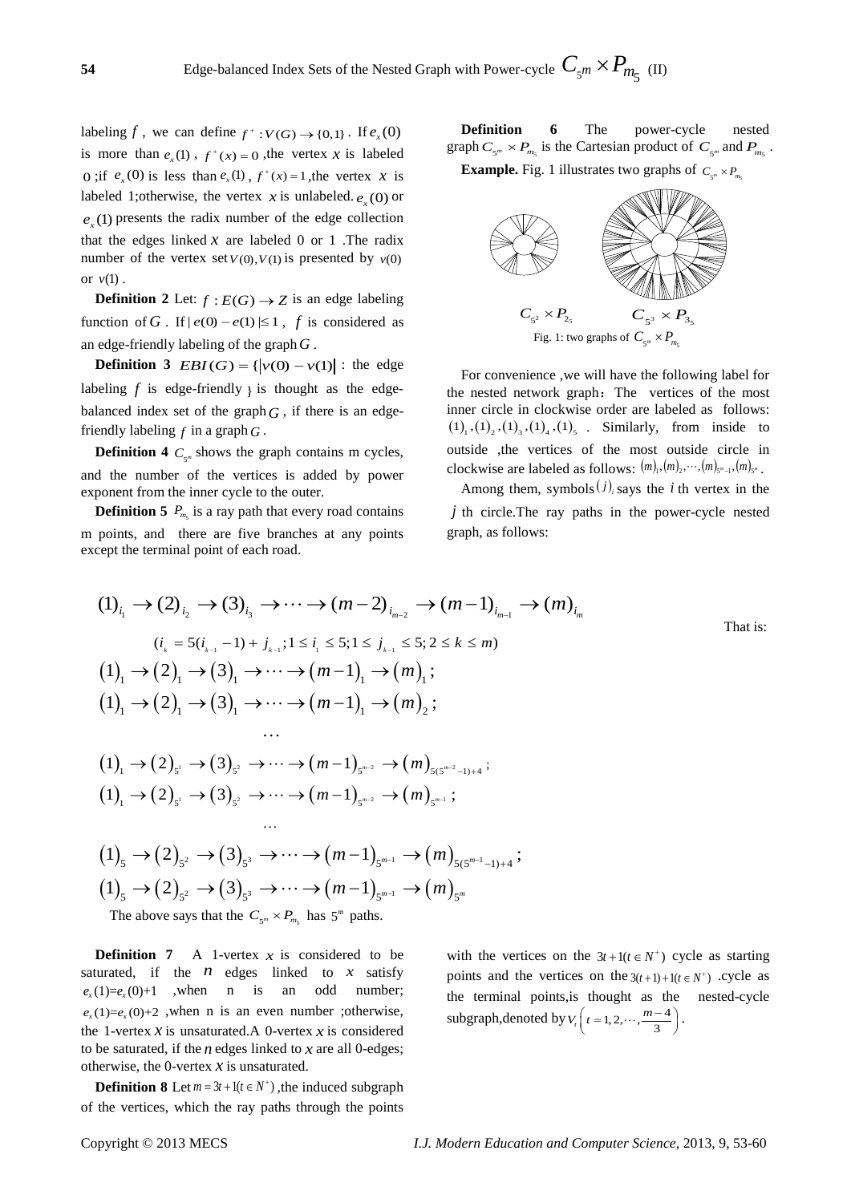labeling $f$, we can define $f^+ : V(G) \to \{0,1\}$. If $e_x(0)$ is more than $e_x(1)$, $f^+(x) = 0$, the vertex $x$ is labeled 0; if $e_x(0)$ is less than $e_x(1)$, $f^+(x) = 1$, the vertex $x$ is labeled 1; otherwise, the vertex $x$ is unlabeled. $e_x(0)$ or $e_x(1)$ presents the radix number of the edge collection that the edges linked $x$ are labeled 0 or 1. The radix number of the vertex set $V(0), V(1)$ is presented by $v(0)$ or $v(1)$.

**Definition 2** Let: $f : E(G) \to Z$ is an edge labeling function of $G$. If $|e(0) - e(1)| \le 1$, $f$ is considered as an edge-friendly labeling of the graph $G$.

**Definition 3** $EBI(G) = \{|v(0) - v(1)|$ : the edge labeling $f$ is edge-friendly $\}$ is thought as the edge-balanced index set of the graph $G$, if there is an edge-friendly labeling $f$ in a graph $G$.

**Definition 4** $C_{5^m}$ shows the graph contains m cycles, and the number of the vertices is added by power exponent from the inner cycle to the outer.

**Definition 5** $P_{m_5}$ is a ray path that every road contains m points, and there are five branches at any points except the terminal point of each road.

**Definition 6** The power-cycle nested graph $C_{5^m} \times P_{m_5}$ is the Cartesian product of $C_{5^m}$ and $P_{m_5}$.

**Example.** Fig. 1 illustrates two graphs of $C_{5^m} \times P_{m_5}$

$C_{5^2} \times P_{2_5}$ $\quad$ $C_{5^3} \times P_{3_5}$

Fig. 1: two graphs of $C_{5^m} \times P_{m_5}$

For convenience, we will have the following label for the nested network graph: The vertices of the most inner circle in clockwise order are labeled as follows: $(1)_1, (1)_2, (1)_3, (1)_4, (1)_5$. Similarly, from inside to outside, the vertices of the most outside circle in clockwise are labeled as follows: $(m)_1, (m)_2, \cdots, (m)_{5^m-1}, (m)_{5^m}$.

Among them, symbols $(j)_i$ says the $i$ th vertex in the $j$ th circle. The ray paths in the power-cycle nested graph, as follows:

$$(1)_{i_1} \to (2)_{i_2} \to (3)_{i_3} \to \cdots \to (m-2)_{i_{m-2}} \to (m-1)_{i_{m-1}} \to (m)_{i_m}$$

That is:

$$(i_k = 5(i_{k-1} - 1) + j_{k-1}; 1 \le i_1 \le 5; 1 \le j_{k-1} \le 5; 2 \le k \le m)$$

$$(1)_1 \to (2)_1 \to (3)_1 \to \cdots \to (m-1)_1 \to (m)_1;$$

$$(1)_1 \to (2)_1 \to (3)_1 \to \cdots \to (m-1)_1 \to (m)_2;$$

$$\cdots$$

$$(1)_1 \to (2)_{5^1} \to (3)_{5^2} \to \cdots \to (m-1)_{5^{m-2}} \to (m)_{5(5^{m-2}-1)+4};$$

$$(1)_1 \to (2)_{5^1} \to (3)_{5^2} \to \cdots \to (m-1)_{5^{m-2}} \to (m)_{5^{m-1}};$$

$$\cdots$$

$$(1)_5 \to (2)_{5^2} \to (3)_{5^3} \to \cdots \to (m-1)_{5^{m-1}} \to (m)_{5(5^{m-1}-1)+4};$$

$$(1)_5 \to (2)_{5^2} \to (3)_{5^3} \to \cdots \to (m-1)_{5^{m-1}} \to (m)_{5^m}$$

The above says that the $C_{5^m} \times P_{m_5}$ has $5^m$ paths.

**Definition 7** A 1-vertex $x$ is considered to be saturated, if the $n$ edges linked to $x$ satisfy $e_x(1) = e_x(0) + 1$, when n is an odd number; $e_x(1) = e_x(0) + 2$, when n is an even number; otherwise, the 1-vertex $x$ is unsaturated. A 0-vertex $x$ is considered to be saturated, if the $n$ edges linked to $x$ are all 0-edges; otherwise, the 0-vertex $x$ is unsaturated.

**Definition 8** Let $m = 3t + 1 (t \in N^+)$, the induced subgraph of the vertices, which the ray paths through the points with the vertices on the $3t + 1 (t \in N^+)$ cycle as starting points and the vertices on the $3(t+1) + 1 (t \in N^+)$ cycle as the terminal points, is thought as the nested-cycle subgraph, denoted by $V_t \left( t = 1, 2, \cdots, \frac{m-4}{3} \right)$.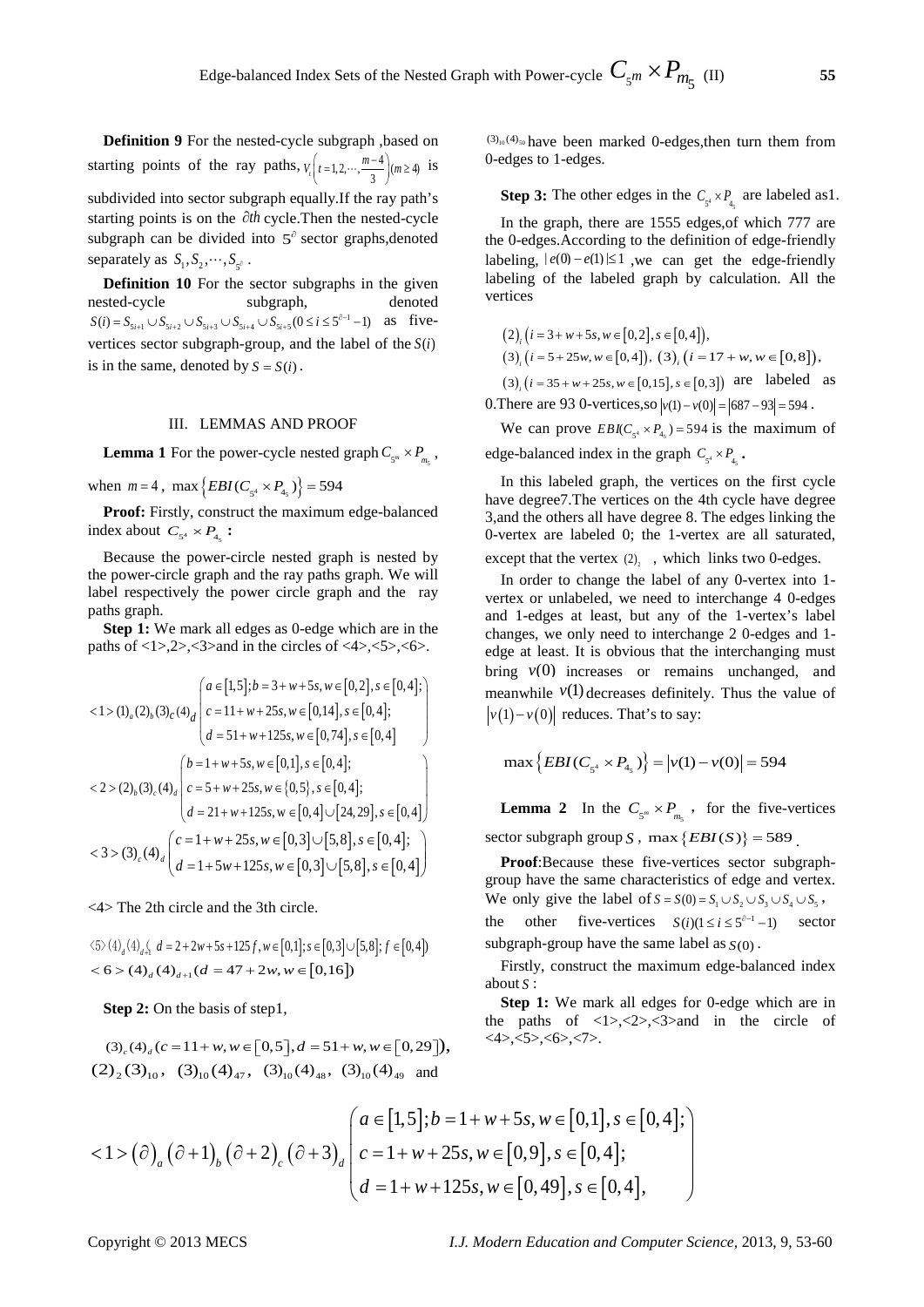**Definition 9** For the nested-cycle subgraph ,based on starting points of the ray paths, $V_t\left(t=1,2,\cdots,\frac{m-4}{3}\right)(m\geq 4)$ is subdivided into sector subgraph equally.If the ray path's starting points is on the $\partial th$ cycle.Then the nested-cycle subgraph can be divided into $5^{\partial}$ sector graphs,denoted separately as $S_1, S_2, \cdots, S_{5^{\partial}}$ .

**Definition 10** For the sector subgraphs in the given nested-cycle subgraph, denoted $S(i)=S_{5i+1}\cup S_{5i+2}\cup S_{5i+3}\cup S_{5i+4}\cup S_{5i+5}(0\leq i\leq 5^{\partial-1}-1)$ as five-vertices sector subgraph-group, and the label of the $S(i)$ is in the same, denoted by $S=S(i)$ .

## III. LEMMAS AND PROOF

**Lemma 1** For the power-cycle nested graph $C_{5^m}\times P_{m_5}$ , when $m=4$ , $\max\left\{EBI(C_{5^4}\times P_{4_5})\right\}=594$

**Proof:** Firstly, construct the maximum edge-balanced index about $C_{5^4}\times P_{4_5}$ **:**

Because the power-circle nested graph is nested by the power-circle graph and the ray paths graph. We will label respectively the power circle graph and the ray paths graph.

**Step 1:** We mark all edges as 0-edge which are in the paths of <1>,2>,<3>and in the circles of <4>,<5>,<6>.

$$<1>(1)_a(2)_b(3)_c(4)_d\begin{pmatrix} a\in[1,5]; b=3+w+5s, w\in[0,2], s\in[0,4];\\ c=11+w+25s, w\in[0,14], s\in[0,4];\\ d=51+w+125s, w\in[0,74], s\in[0,4]\end{pmatrix}$$

$$<2>(2)_b(3)_c(4)_d\begin{pmatrix} b=1+w+5s, w\in[0,1], s\in[0,4];\\ c=5+w+25s, w\in\{0,5\}, s\in[0,4];\\ d=21+w+125s, w\in[0,4]\cup[24,29], s\in[0,4]\end{pmatrix}$$

$$<3>(3)_c(4)_d\begin{pmatrix} c=1+w+25s, w\in[0,3]\cup[5,8], s\in[0,4];\\ d=1+5w+125s, w\in[0,3]\cup[5,8], s\in[0,4]\end{pmatrix}$$

<4> The 2th circle and the 3th circle.

$$\langle 5\rangle (4)_d(4)_{d+1}(\ d=2+2w+5s+125f, w\in[0,1]; s\in[0,3]\cup[5,8]; f\in[0,4])$$
$$<6>(4)_d(4)_{d+1}(d=47+2w, w\in[0,16])$$

**Step 2:** On the basis of step1,

$(3)_c(4)_d(c=11+w, w\in[0,5], d=51+w, w\in[0,29])$, $(2)_2(3)_{10}$, $(3)_{10}(4)_{47}$, $(3)_{10}(4)_{48}$, $(3)_{10}(4)_{49}$ and $(3)_{10}(4)_{50}$ have been marked 0-edges,then turn them from 0-edges to 1-edges.

**Step 3:** The other edges in the $C_{5^4}\times P_{4_5}$ are labeled as1.

In the graph, there are 1555 edges,of which 777 are the 0-edges.According to the definition of edge-friendly labeling, $|e(0)-e(1)|\leq 1$ ,we can get the edge-friendly labeling of the labeled graph by calculation. All the vertices

$(2)_i\left(i=3+w+5s, w\in[0,2], s\in[0,4]\right)$,
$(3)_i\left(i=5+25w, w\in[0,4]\right)$, $(3)_i\left(i=17+w, w\in[0,8]\right)$,
$(3)_i\left(i=35+w+25s, w\in[0,15], s\in[0,3]\right)$ are labeled as 0.There are 93 0-vertices,so $|v(1)-v(0)|=|687-93|=594$ .

We can prove $EBI(C_{5^4}\times P_{4_5})=594$ is the maximum of edge-balanced index in the graph $C_{5^4}\times P_{4_5}$ **.**

In this labeled graph, the vertices on the first cycle have degree7.The vertices on the 4th cycle have degree 3,and the others all have degree 8. The edges linking the 0-vertex are labeled 0; the 1-vertex are all saturated, except that the vertex $(2)_2$ , which links two 0-edges.

In order to change the label of any 0-vertex into 1-vertex or unlabeled, we need to interchange 4 0-edges and 1-edges at least, but any of the 1-vertex's label changes, we only need to interchange 2 0-edges and 1-edge at least. It is obvious that the interchanging must bring $v(0)$ increases or remains unchanged, and meanwhile $v(1)$ decreases definitely. Thus the value of $|v(1)-v(0)|$ reduces. That's to say:

$$\max\left\{EBI(C_{5^4}\times P_{4_5})\right\}=|v(1)-v(0)|=594$$

**Lemma 2** In the $C_{5^m}\times P_{m_5}$ **,** for the five-vertices sector subgraph group $S$ , $\max\{EBI(S)\}=589$ .

**Proof**:Because these five-vertices sector subgraph-group have the same characteristics of edge and vertex. We only give the label of $S=S(0)=S_1\cup S_2\cup S_3\cup S_4\cup S_5$ , the other five-vertices $S(i)(1\leq i\leq 5^{\partial-1}-1)$ sector subgraph-group have the same label as $S(0)$ .

Firstly, construct the maximum edge-balanced index about $S$ :

**Step 1:** We mark all edges for 0-edge which are in the paths of <1>,<2>,<3>and in the circle of <4>,<5>,<6>,<7>.

$$<1>(\partial)_a(\partial+1)_b(\partial+2)_c(\partial+3)_d\begin{pmatrix} a\in[1,5]; b=1+w+5s, w\in[0,1], s\in[0,4];\\ c=1+w+25s, w\in[0,9], s\in[0,4];\\ d=1+w+125s, w\in[0,49], s\in[0,4],\end{pmatrix}$$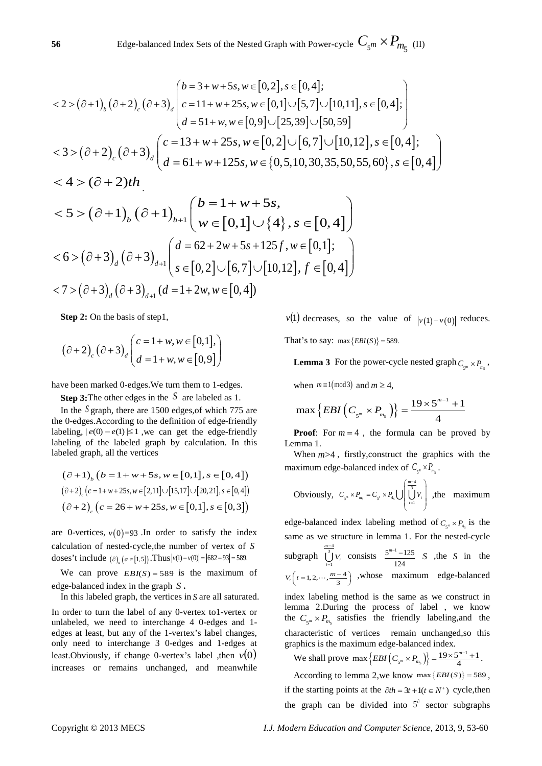$$<2>\left(\partial+1\right)_b\left(\partial+2\right)_c\left(\partial+3\right)_d\begin{pmatrix} b=3+w+5s, w\in[0,2], s\in[0,4]; \\ c=11+w+25s, w\in[0,1]\cup[5,7]\cup[10,11], s\in[0,4]; \\ d=51+w, w\in[0,9]\cup[25,39]\cup[50,59] \end{pmatrix}$$

$$<3>\left(\partial+2\right)_c\left(\partial+3\right)_d\begin{pmatrix} c=13+w+25s, w\in[0,2]\cup[6,7]\cup[10,12], s\in[0,4]; \\ d=61+w+125s, w\in\{0,5,10,30,35,50,55,60\}, s\in[0,4] \end{pmatrix}$$

$$<4>(\partial+2)th$$

$$<5>\left(\partial+1\right)_b\left(\partial+1\right)_{b+1}\begin{pmatrix} b=1+w+5s, \\ w\in[0,1]\cup\{4\}, s\in[0,4] \end{pmatrix}$$

$$<6>\left(\partial+3\right)_d\left(\partial+3\right)_{d+1}\begin{pmatrix} d=62+2w+5s+125f, w\in[0,1]; \\ s\in[0,2]\cup[6,7]\cup[10,12], f\in[0,4] \end{pmatrix}$$

$$<7>\left(\partial+3\right)_d\left(\partial+3\right)_{d+1}(d=1+2w, w\in[0,4])$$

**Step 2:** On the basis of step1,

$$\left(\partial+2\right)_c\left(\partial+3\right)_d\begin{pmatrix} c=1+w, w\in[0,1], \\ d=1+w, w\in[0,9] \end{pmatrix}$$

have been marked 0-edges.We turn them to 1-edges.

**Step 3:**The other edges in the $S$ are labeled as 1.

In the $S$ graph, there are 1500 edges,of which 775 are the 0-edges.According to the definition of edge-friendly labeling, $|e(0)-e(1)|\le 1$ ,we can get the edge-friendly labeling of the labeled graph by calculation. In this labeled graph, all the vertices

$$\left(\partial+1\right)_b\left(b=1+w+5s, w\in[0,1], s\in[0,4]\right)$$
$$\left(\partial+2\right)_c\left(c=1+w+25s, w\in[2,11]\cup[15,17]\cup[20,21], s\in[0,4]\right)$$
$$\left(\partial+2\right)_c\left(c=26+w+25s, w\in[0,1], s\in[0,3]\right)$$

are 0-vertices, $v(0)=93$ .In order to satisfy the index calculation of nested-cycle,the number of vertex of $S$ doses't include $(\partial)_a\left(a\in[1,5]\right)$.Thus $|v(1)-v(0)|=|682-93|=589$.

We can prove $EBI(S)=589$ is the maximum of edge-balanced index in the graph $S$ **.**

In this labeled graph, the vertices in $S$ are all saturated. In order to turn the label of any 0-vertex to1-vertex or unlabeled, we need to interchange 4 0-edges and 1-edges at least, but any of the 1-vertex's label changes, only need to interchange 3 0-edges and 1-edges at least.Obviously, if change 0-vertex's label ,then $v(0)$ increases or remains unchanged, and meanwhile $v(1)$ decreases, so the value of $|v(1)-v(0)|$ reduces. That's to say: $\max\{EBI(S)\}=589$.

**Lemma 3** For the power-cycle nested graph $C_{5^m}\times P_{m_5}$, when $m\equiv 1(\bmod 3)$ and $m\ge 4$,

$$\max\left\{EBI\left(C_{5^m}\times P_{m_5}\right)\right\}=\frac{19\times 5^{m-1}+1}{4}$$

**Proof**: For $m=4$ , the formula can be proved by Lemma 1.

When $m$>4 , firstly,construct the graphics with the maximum edge-balanced index of $C_{5^m}\times P_{m_5}$.

Obviously, $C_{5^m}\times P_{m_5}=C_{5^4}\times P_{4_5}\bigcup\left(\bigcup_{t=1}^{\frac{m-4}{3}}V_t\right)$ ,the maximum edge-balanced index labeling method of $C_{5^4}\times P_{4_5}$ is the same as we structure in lemma 1. For the nested-cycle subgraph $\bigcup_{i=1}^{\frac{m-4}{3}}V_i$ consists $\frac{5^{m-1}-125}{124}$ $S$ ,the $S$ in the $V_t\left(t=1,2,\cdots,\frac{m-4}{3}\right)$ ,whose maximum edge-balanced index labeling method is the same as we construct in lemma 2.During the process of label , we know the $C_{5^m}\times P_{m_5}$ satisfies the friendly labeling,and the characteristic of vertices remain unchanged,so this graphics is the maximum edge-balanced index.

We shall prove $\max\left\{EBI\left(C_{5^m}\times P_{m_5}\right)\right\}=\frac{19\times 5^{m-1}+1}{4}$.

According to lemma 2,we know $\max\{EBI(S)\}=589$, if the starting points at the $\partial th=3t+1(t\in N^+)$ cycle,then the graph can be divided into $5^{\partial}$ sector subgraphs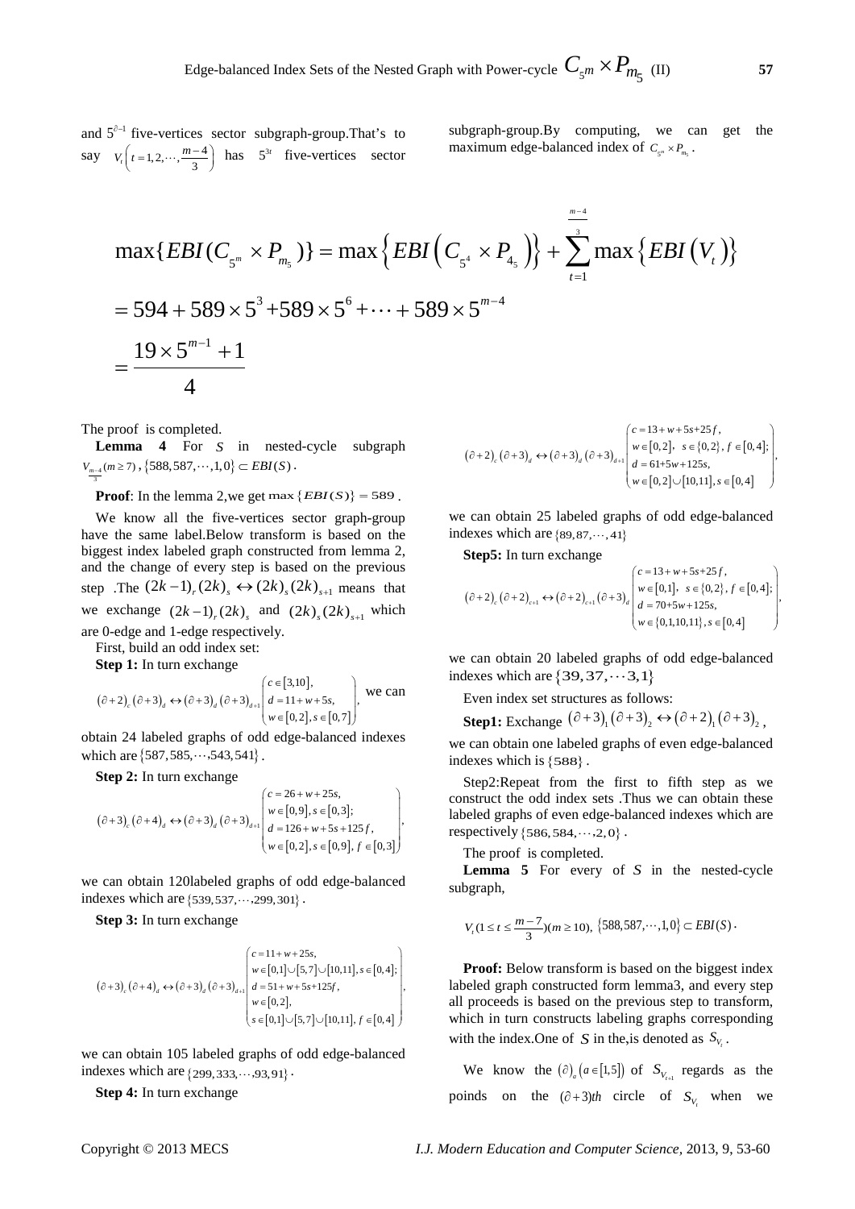and $5^{\partial-1}$ five-vertices sector subgraph-group.That's to say $V_t\left(t=1,2,\cdots,\frac{m-4}{3}\right)$ has $5^{3t}$ five-vertices sector subgraph-group.By computing, we can get the maximum edge-balanced index of $C_{5^m}\times P_{m_5}$.

$$\max\{EBI(C_{5^m}\times P_{m_5})\}=\max\left\{EBI\left(C_{5^4}\times P_{4_5}\right)\right\}+\sum_{t=1}^{\frac{m-4}{3}}\max\left\{EBI\left(V_t\right)\right\}$$

$$=594+589\times 5^3+589\times 5^6+\cdots+589\times 5^{m-4}$$

$$=\frac{19\times 5^{m-1}+1}{4}$$

The proof is completed.

**Lemma 4** For $S$ in nested-cycle subgraph $V_{\frac{m-4}{3}}(m\geq 7)$, $\{588,587,\cdots,1,0\}\subset EBI(S)$.

**Proof**: In the lemma 2,we get $\max\{EBI(S)\}=589$.

We know all the five-vertices sector graph-group have the same label.Below transform is based on the biggest index labeled graph constructed from lemma 2, and the change of every step is based on the previous step .The $(2k-1)_r(2k)_s\leftrightarrow(2k)_s(2k)_{s+1}$ means that we exchange $(2k-1)_r(2k)_s$ and $(2k)_s(2k)_{s+1}$ which are 0-edge and 1-edge respectively.

First, build an odd index set:

**Step 1:** In turn exchange $(\partial+2)_c(\partial+3)_d\leftrightarrow(\partial+3)_d(\partial+3)_{d+1}\begin{pmatrix}c\in[3,10],\\ d=11+w+5s,\\ w\in[0,2],s\in[0,7]\end{pmatrix}$, we can obtain 24 labeled graphs of odd edge-balanced indexes which are $\{587,585,\cdots,543,541\}$.

**Step 2:** In turn exchange

$$(\partial+3)_c(\partial+4)_d\leftrightarrow(\partial+3)_d(\partial+3)_{d+1}\begin{pmatrix}c=26+w+25s,\\ w\in[0,9],s\in[0,3];\\ d=126+w+5s+125f,\\ w\in[0,2],s\in[0,9],f\in[0,3]\end{pmatrix},$$

we can obtain 120labeled graphs of odd edge-balanced indexes which are $\{539,537,\cdots,299,301\}$.

**Step 3:** In turn exchange

$$(\partial+3)_c(\partial+4)_d\leftrightarrow(\partial+3)_d(\partial+3)_{d+1}\begin{pmatrix}c=11+w+25s,\\ w\in[0,1]\cup[5,7]\cup[10,11],s\in[0,4];\\ d=51+w+5s+125f,\\ w\in[0,2],\\ s\in[0,1]\cup[5,7]\cup[10,11],f\in[0,4]\end{pmatrix},$$

we can obtain 105 labeled graphs of odd edge-balanced indexes which are $\{299,333,\cdots,93,91\}$.

**Step 4:** In turn exchange

$$(\partial+2)_c(\partial+3)_d\leftrightarrow(\partial+3)_d(\partial+3)_{d+1}\begin{pmatrix}c=13+w+5s+25f,\\ w\in[0,2],\ s\in\{0,2\},f\in[0,4];\\ d=61+5w+125s,\\ w\in[0,2]\cup[10,11],s\in[0,4]\end{pmatrix},$$

we can obtain 25 labeled graphs of odd edge-balanced indexes which are $\{89,87,\cdots,41\}$

**Step5:** In turn exchange

$$(\partial+2)_c(\partial+2)_{c+1}\leftrightarrow(\partial+2)_{c+1}(\partial+3)_d\begin{pmatrix}c=13+w+5s+25f,\\ w\in[0,1],\ s\in\{0,2\},f\in[0,4];\\ d=70+5w+125s,\\ w\in\{0,1,10,11\},s\in[0,4]\end{pmatrix},$$

we can obtain 20 labeled graphs of odd edge-balanced indexes which are $\{39,37,\cdots 3,1\}$

Even index set structures as follows:

**Step1:** Exchange $(\partial+3)_1(\partial+3)_2\leftrightarrow(\partial+2)_1(\partial+3)_2$, we can obtain one labeled graphs of even edge-balanced indexes which is $\{588\}$.

Step2:Repeat from the first to fifth step as we construct the odd index sets .Thus we can obtain these labeled graphs of even edge-balanced indexes which are respectively $\{586,584,\cdots,2,0\}$.

The proof is completed.

**Lemma 5** For every of $S$ in the nested-cycle subgraph,

$$V_t(1\leq t\leq\frac{m-7}{3})(m\geq 10),\ \{588,587,\cdots,1,0\}\subset EBI(S).$$

**Proof:** Below transform is based on the biggest index labeled graph constructed form lemma3, and every step all proceeds is based on the previous step to transform, which in turn constructs labeling graphs corresponding with the index.One of $S$ in the,is denoted as $S_{V_t}$.

We know the $(\partial)_a\left(a\in[1,5]\right)$ of $S_{V_{t+1}}$ regards as the poinds on the $(\partial+3)th$ circle of $S_{V_t}$ when we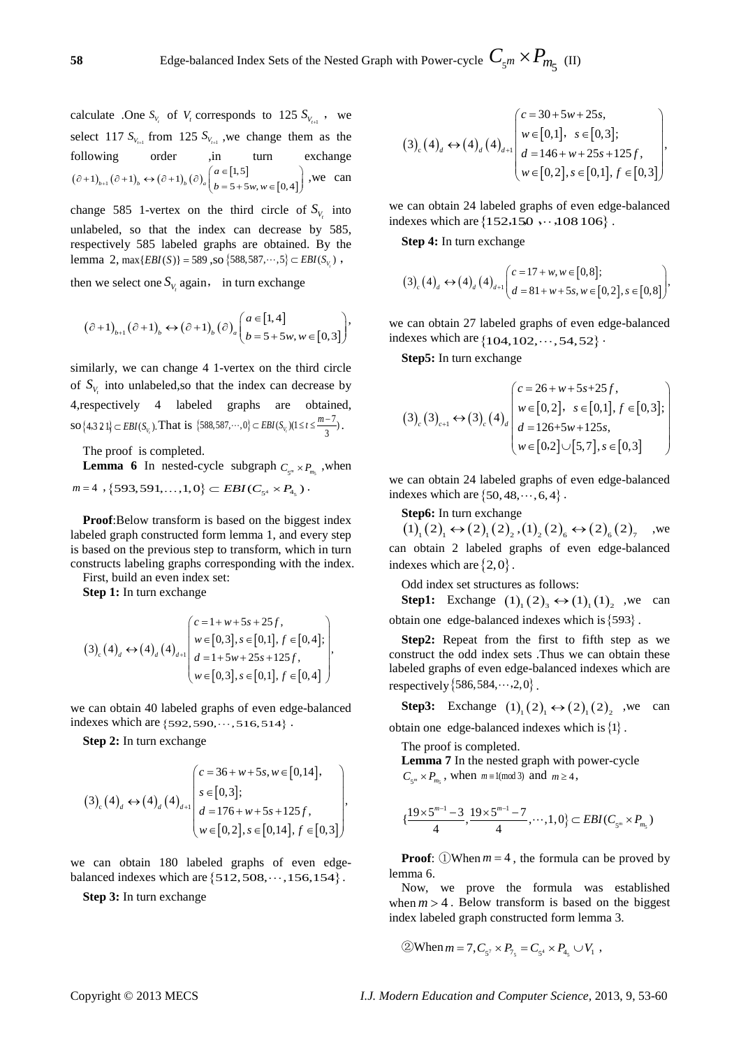calculate .One $S_{V_t}$ of $V_t$ corresponds to 125 $S_{V_{t+1}}$, we select 117 $S_{V_{t+1}}$ from 125 $S_{V_{t+1}}$ ,we change them as the following order ,in turn exchange $(\partial+1)_{b+1}(\partial+1)_b \leftrightarrow (\partial+1)_b(\partial)_a \begin{pmatrix} a\in[1,5] \\ b=5+5w, w\in[0,4] \end{pmatrix}$ ,we can change 585 1-vertex on the third circle of $S_{V_t}$ into unlabeled, so that the index can decrease by 585, respectively 585 labeled graphs are obtained. By the lemma 2, $\max\{EBI(S)\}=589$ ,so $\{588,587,\cdots,5\}\subset EBI(S_{V_t})$ ,

then we select one $S_{V_t}$ again, in turn exchange

$$(\partial+1)_{b+1}(\partial+1)_b \leftrightarrow (\partial+1)_b(\partial)_a \begin{pmatrix} a\in[1,4] \\ b=5+5w, w\in[0,3] \end{pmatrix},$$

similarly, we can change 4 1-vertex on the third circle of $S_{V_t}$ into unlabeled,so that the index can decrease by 4,respectively 4 labeled graphs are obtained, so $\{4,3\ 2\ 1\}\subset EBI(S_{V_t})$. That is $\{588,587,\cdots,0\}\subset EBI(S_{V_t})(1\le t\le \frac{m-7}{3})$.

The proof is completed.

**Lemma 6** In nested-cycle subgraph $C_{5^m}\times P_{m_5}$ ,when $m=4$ , $\{593,591,\ldots,1,0\}\subset EBI(C_{5^4}\times P_{4_5})$ .

**Proof**:Below transform is based on the biggest index labeled graph constructed form lemma 1, and every step is based on the previous step to transform, which in turn constructs labeling graphs corresponding with the index.

First, build an even index set:

**Step 1:** In turn exchange

$$(3)_c(4)_d \leftrightarrow (4)_d(4)_{d+1}\begin{pmatrix} c=1+w+5s+25f, \\ w\in[0,3], s\in[0,1], f\in[0,4]; \\ d=1+5w+25s+125f, \\ w\in[0,3], s\in[0,1], f\in[0,4] \end{pmatrix},$$

we can obtain 40 labeled graphs of even edge-balanced indexes which are $\{592,590,\cdots,516,514\}$ .

**Step 2:** In turn exchange

$$(3)_c(4)_d \leftrightarrow (4)_d(4)_{d+1}\begin{pmatrix} c=36+w+5s, w\in[0,14], \\ s\in[0,3]; \\ d=176+w+5s+125f, \\ w\in[0,2], s\in[0,14], f\in[0,3] \end{pmatrix},$$

we can obtain 180 labeled graphs of even edge-balanced indexes which are $\{512,508,\cdots,156,154\}$ .

**Step 3:** In turn exchange

$$(3)_c(4)_d \leftrightarrow (4)_d(4)_{d+1}\begin{pmatrix} c=30+5w+25s, \\ w\in[0,1], \ s\in[0,3]; \\ d=146+w+25s+125f, \\ w\in[0,2], s\in[0,1], f\in[0,3] \end{pmatrix},$$

we can obtain 24 labeled graphs of even edge-balanced indexes which are $\{152,150,\cdots,108\ 106\}$ .

**Step 4:** In turn exchange

$$(3)_c(4)_d \leftrightarrow (4)_d(4)_{d+1}\begin{pmatrix} c=17+w, w\in[0,8]; \\ d=81+w+5s, w\in[0,2], s\in[0,8] \end{pmatrix},$$

we can obtain 27 labeled graphs of even edge-balanced indexes which are $\{104,102,\cdots,54,52\}$ .

**Step5:** In turn exchange

$$(3)_c(3)_{c+1} \leftrightarrow (3)_c(4)_d\begin{pmatrix} c=26+w+5s+25f, \\ w\in[0,2], \ s\in[0,1], f\in[0,3]; \\ d=126+5w+125s, \\ w\in[0,2]\cup[5,7], s\in[0,3] \end{pmatrix}$$

we can obtain 24 labeled graphs of even edge-balanced indexes which are $\{50,48,\cdots,6,4\}$ .

**Step6:** In turn exchange

$(1)_1(2)_1 \leftrightarrow (2)_1(2)_2, (1)_2(2)_6 \leftrightarrow (2)_6(2)_7$ ,we can obtain 2 labeled graphs of even edge-balanced indexes which are $\{2,0\}$ .

Odd index set structures as follows:

**Step1:** Exchange $(1)_1(2)_3 \leftrightarrow (1)_1(1)_2$ ,we can obtain one edge-balanced indexes which is $\{593\}$ .

**Step2:** Repeat from the first to fifth step as we construct the odd index sets .Thus we can obtain these labeled graphs of even edge-balanced indexes which are respectively $\{586,584,\cdots,2,0\}$ .

**Step3:** Exchange $(1)_1(2)_1 \leftrightarrow (2)_1(2)_2$ ,we can obtain one edge-balanced indexes which is $\{1\}$ .

The proof is completed.

**Lemma 7** In the nested graph with power-cycle $C_{5^m}\times P_{m_5}$ , when $m\equiv 1 (\text{mod } 3)$ and $m\ge 4$,

$$\{\frac{19\times 5^{m-1}-3}{4},\frac{19\times 5^{m-1}-7}{4},\cdots,1,0\}\subset EBI(C_{5^m}\times P_{m_5})$$

**Proof**: ①When $m=4$ , the formula can be proved by lemma 6.

Now, we prove the formula was established when $m>4$ . Below transform is based on the biggest index labeled graph constructed form lemma 3.

②When $m=7, C_{5^7}\times P_{7_5}=C_{5^4}\times P_{4_5}\cup V_1$ ,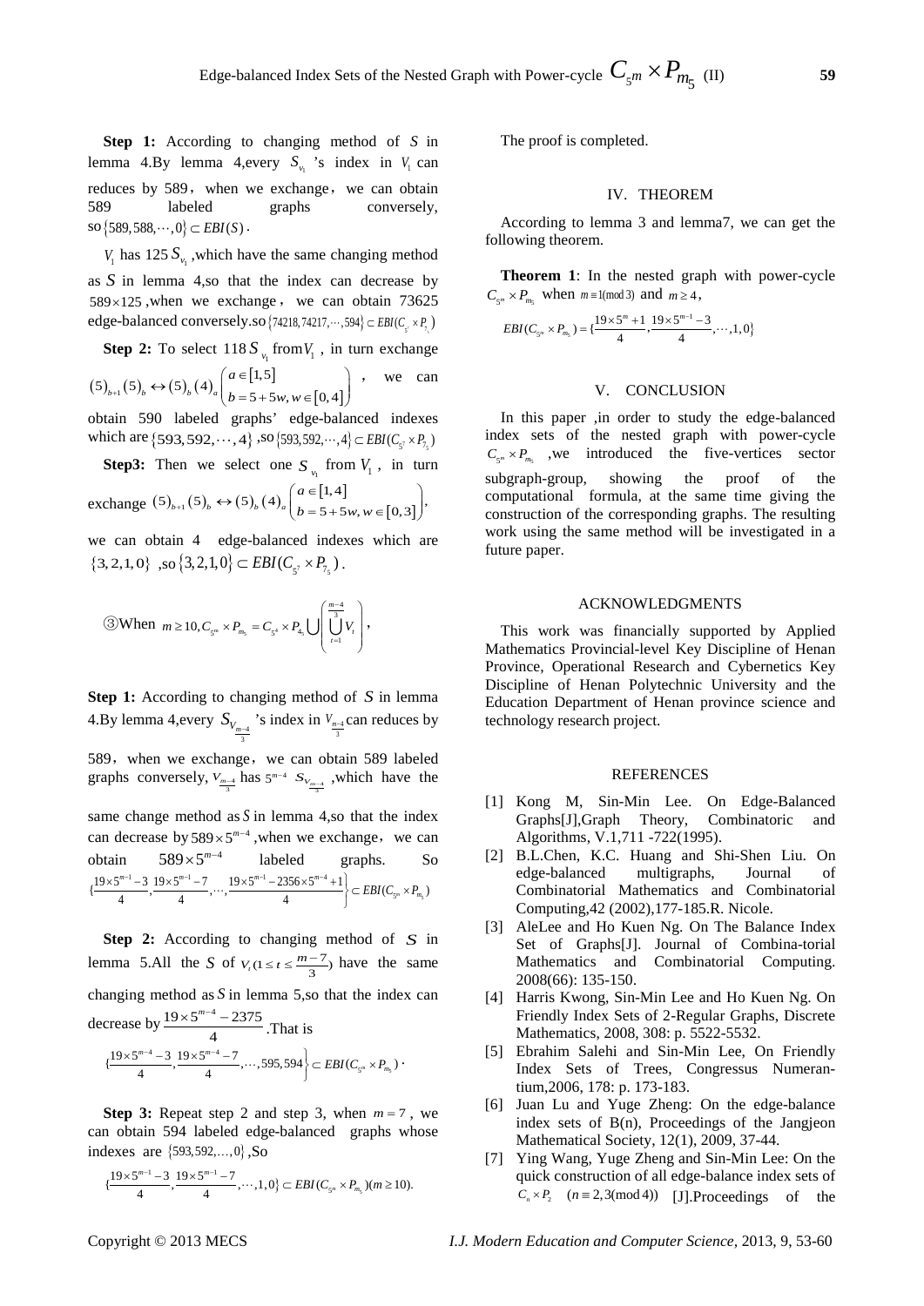**Step 1:** According to changing method of $S$ in lemma 4.By lemma 4,every $S_{v_1}$ 's index in $V_1$ can reduces by 589，when we exchange，we can obtain 589 labeled graphs conversely, so $\{589,588,\cdots,0\}\subset EBI(S)$.

$V_1$ has 125 $S_{v_1}$ ,which have the same changing method as $S$ in lemma 4,so that the index can decrease by $589\times125$ ,when we exchange，we can obtain 73625 edge-balanced conversely.so $\{74218,74217,\cdots,594\}\subset EBI(C_{5^7}\times P_{7_5})$

**Step 2:** To select 118 $S_{v_1}$ from $V_1$ , in turn exchange $(5)_{b+1}(5)_b \leftrightarrow (5)_b(4)_a \begin{pmatrix} a\in[1,5] \\ b=5+5w, w\in[0,4] \end{pmatrix}$ , we can obtain 590 labeled graphs' edge-balanced indexes which are $\{593,592,\cdots,4\}$ ,so $\{593,592,\cdots,4\}\subset EBI(C_{5^7}\times P_{7_5})$

**Step3:** Then we select one $S_{v_1}$ from $V_1$ , in turn exchange $(5)_{b+1}(5)_b \leftrightarrow (5)_b(4)_a \begin{pmatrix} a\in[1,4] \\ b=5+5w, w\in[0,3] \end{pmatrix}$, we can obtain 4 edge-balanced indexes which are $\{3,2,1,0\}$ ,so $\{3,2,1,0\}\subset EBI(C_{5^7}\times P_{7_5})$.

③When $m\geq10, C_{5^m}\times P_{m_5}=C_{5^4}\times P_{4_5}\bigcup\left(\bigcup_{t=1}^{\frac{m-4}{3}}V_t\right)$,

**Step 1:** According to changing method of $S$ in lemma 4.By lemma 4,every $S_{V_{\frac{m-4}{3}}}$ 's index in $V_{\frac{m-4}{3}}$ can reduces by 589，when we exchange，we can obtain 589 labeled graphs conversely, $V_{\frac{m-4}{3}}$ has $5^{m-4}$ $S_{V_{\frac{m-4}{3}}}$ ,which have the same change method as $S$ in lemma 4,so that the index can decrease by $589\times5^{m-4}$ ,when we exchange，we can obtain $589\times5^{m-4}$ labeled graphs. So $\left\{\frac{19\times5^{m-1}-3}{4},\frac{19\times5^{m-1}-7}{4},\cdots,\frac{19\times5^{m-1}-2356\times5^{m-4}+1}{4}\right\}\subset EBI(C_{5^m}\times P_{m_5})$

**Step 2:** According to changing method of $S$ in lemma 5.All the $S$ of $V_t(1\leq t\leq\frac{m-7}{3})$ have the same changing method as $S$ in lemma 5,so that the index can decrease by $\frac{19\times5^{m-4}-2375}{4}$ .That is $\left\{\frac{19\times5^{m-4}-3}{4},\frac{19\times5^{m-4}-7}{4},\cdots,595,594\right\}\subset EBI(C_{5^m}\times P_{m_5})$.

**Step 3:** Repeat step 2 and step 3, when $m=7$ , we can obtain 594 labeled edge-balanced graphs whose indexes are $\{593,592,\ldots,0\}$ ,So

$\left\{\frac{19\times5^{m-1}-3}{4},\frac{19\times5^{m-1}-7}{4},\cdots,1,0\right\}\subset EBI(C_{5^m}\times P_{m_5})(m\geq10).$

The proof is completed.

## IV. THEOREM

According to lemma 3 and lemma7, we can get the following theorem.

**Theorem 1**: In the nested graph with power-cycle $C_{5^m}\times P_{m_5}$ when $m\equiv1(\bmod 3)$ and $m\geq4$,

$$EBI(C_{5^m}\times P_{m_5})=\left\{\frac{19\times5^m+1}{4},\frac{19\times5^{m-1}-3}{4},\cdots,1,0\right\}$$

## V. CONCLUSION

In this paper ,in order to study the edge-balanced index sets of the nested graph with power-cycle $C_{5^m}\times P_{m_5}$ ,we introduced the five-vertices sector subgraph-group, showing the proof of the computational formula, at the same time giving the construction of the corresponding graphs. The resulting work using the same method will be investigated in a future paper.

## ACKNOWLEDGMENTS

This work was financially supported by Applied Mathematics Provincial-level Key Discipline of Henan Province, Operational Research and Cybernetics Key Discipline of Henan Polytechnic University and the Education Department of Henan province science and technology research project.

## REFERENCES

[1] Kong M, Sin-Min Lee. On Edge-Balanced Graphs[J],Graph Theory, Combinatoric and Algorithms, V.1,711 -722(1995).

[2] B.L.Chen, K.C. Huang and Shi-Shen Liu. On edge-balanced multigraphs, Journal of Combinatorial Mathematics and Combinatorial Computing,42 (2002),177-185.R. Nicole.

[3] AleLee and Ho Kuen Ng. On The Balance Index Set of Graphs[J]. Journal of Combina-torial Mathematics and Combinatorial Computing. 2008(66): 135-150.

[4] Harris Kwong, Sin-Min Lee and Ho Kuen Ng. On Friendly Index Sets of 2-Regular Graphs, Discrete Mathematics, 2008, 308: p. 5522-5532.

[5] Ebrahim Salehi and Sin-Min Lee, On Friendly Index Sets of Trees, Congressus Numeran-tium,2006, 178: p. 173-183.

[6] Juan Lu and Yuge Zheng: On the edge-balance index sets of B(n), Proceedings of the Jangjeon Mathematical Society, 12(1), 2009, 37-44.

[7] Ying Wang, Yuge Zheng and Sin-Min Lee: On the quick construction of all edge-balance index sets of $C_n\times P_2$ $(n\equiv2,3(\bmod 4))$ [J].Proceedings of the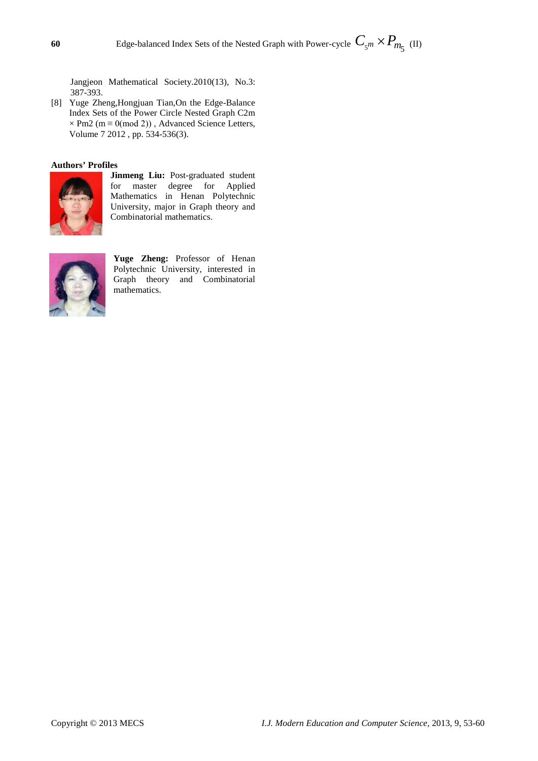Jangjeon Mathematical Society.2010(13), No.3: 387-393.

[8] Yuge Zheng,Hongjuan Tian,On the Edge-Balance Index Sets of the Power Circle Nested Graph C2m × Pm2 (m ≡ 0(mod 2)) , Advanced Science Letters, Volume 7 2012 , pp. 534-536(3).

**Authors' Profiles**

**Jinmeng Liu:** Post-graduated student for master degree for Applied Mathematics in Henan Polytechnic University, major in Graph theory and Combinatorial mathematics.

**Yuge Zheng:** Professor of Henan Polytechnic University, interested in Graph theory and Combinatorial mathematics.